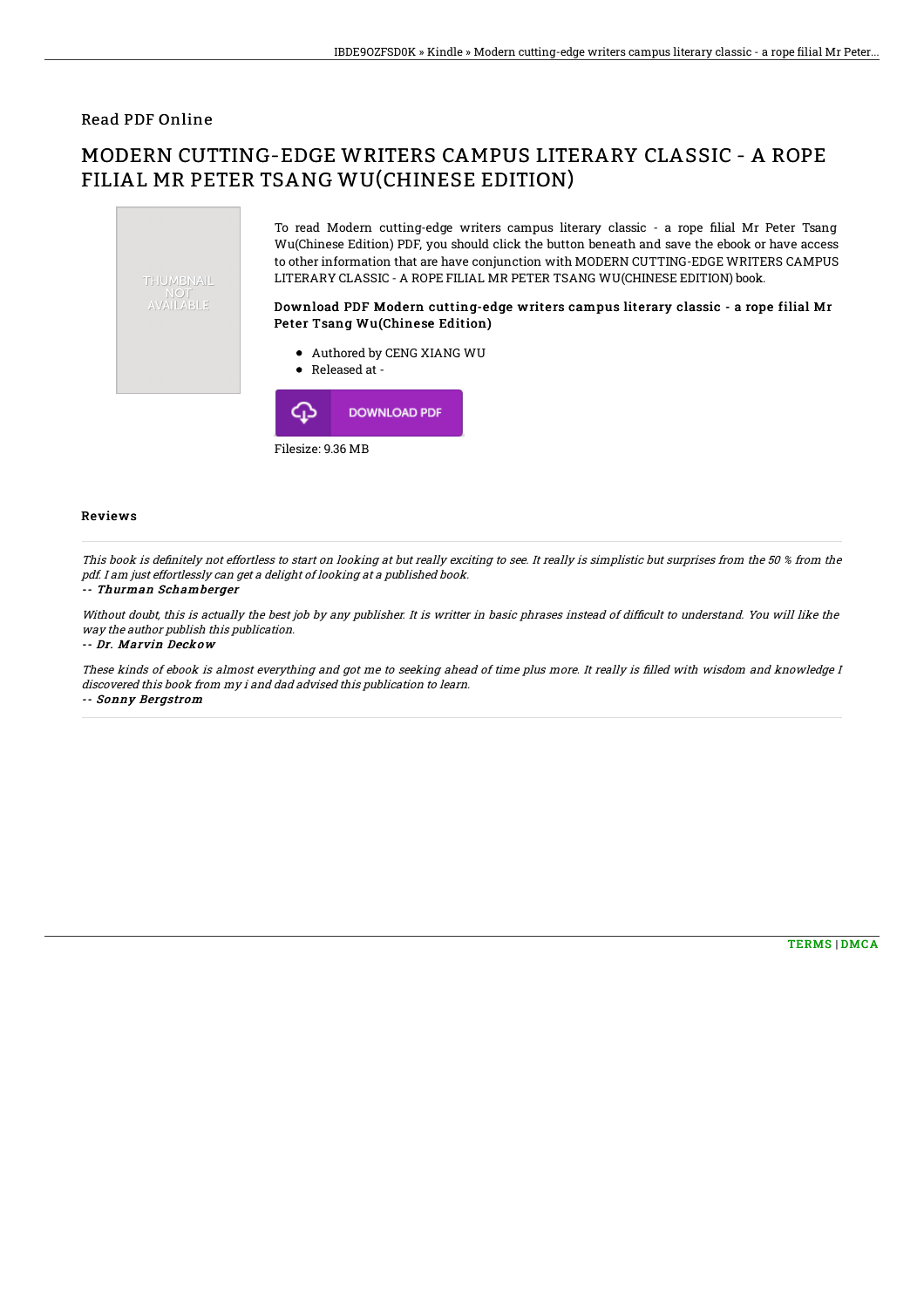Read PDF Online

# MODERN CUTTING-EDGE WRITERS CAMPUS LITERARY CLASSIC - A ROPE FILIAL MR PETER TSANG WU(CHINESE EDITION)

THUMBNAIL NOT AVAILABLE

To read Modern cutting-edge writers campus literary classic - a rope filial Mr Peter Tsang Wu(Chinese Edition) PDF, you should click the button beneath and save the ebook or have access to other information that are have conjunction with MODERN CUTTING-EDGE WRITERS CAMPUS LITERARY CLASSIC - A ROPE FILIAL MR PETER TSANG WU(CHINESE EDITION) book.

### Download PDF Modern cutting-edge writers campus literary classic - a rope filial Mr Peter Tsang Wu(Chinese Edition)

- Authored by CENG XIANG WU
- Released at -

DOWNLOAD PDF

Filesize: 9.36 MB

## Reviews

*This book is definitely not effortless to start on looking at but really exciting to see. It really is simplistic but surprises from the 50 % from the pdf. I am just effortlessly can get a delight of looking at a published book.*

-- *Thurman Schamberger*

*Without doubt, this is actually the best job by any publisher. It is writter in basic phrases instead of difficult to understand. You will like the way the author publish this publication.*

-- *Dr. Marvin Deckow*

*These kinds of ebook is almost everything and got me to seeking ahead of time plus more. It really is filled with wisdom and knowledge I discovered this book from my i and dad advised this publication to learn.*

-- *Sonny Bergstrom*

TERMS | DMCA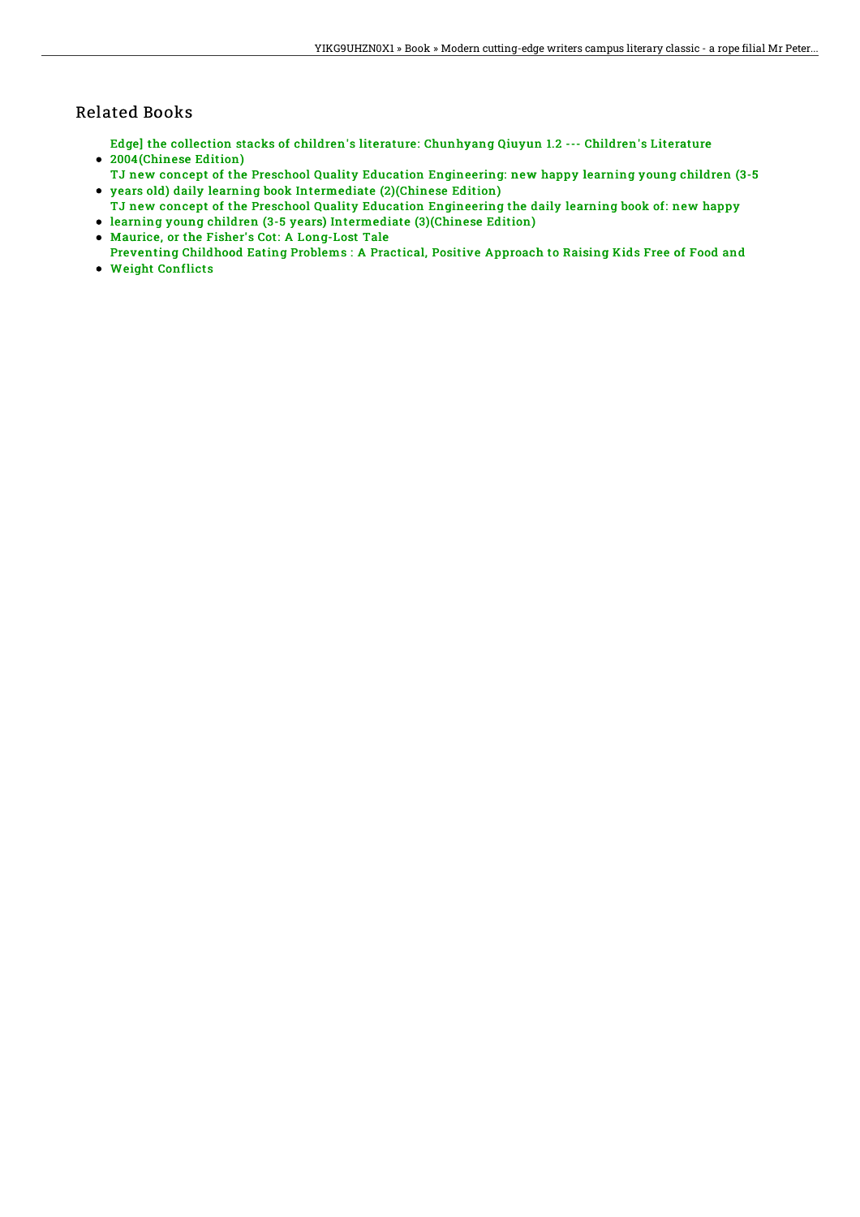## Related Books

- Edge] the collection stacks of children's literature: Chunhyang Qiuyun 1.2 --- Children's Literature 2004(Chinese Edition)
- TJ new concept of the Preschool Quality Education Engineering: new happy learning young children (3-5 years old) daily learning book Intermediate (2)(Chinese Edition)
- TJ new concept of the Preschool Quality Education Engineering the daily learning book of: new happy learning young children (3-5 years) Intermediate (3)(Chinese Edition)
- Maurice, or the Fisher's Cot: A Long-Lost Tale
- Preventing Childhood Eating Problems : A Practical, Positive Approach to Raising Kids Free of Food and Weight Conflicts